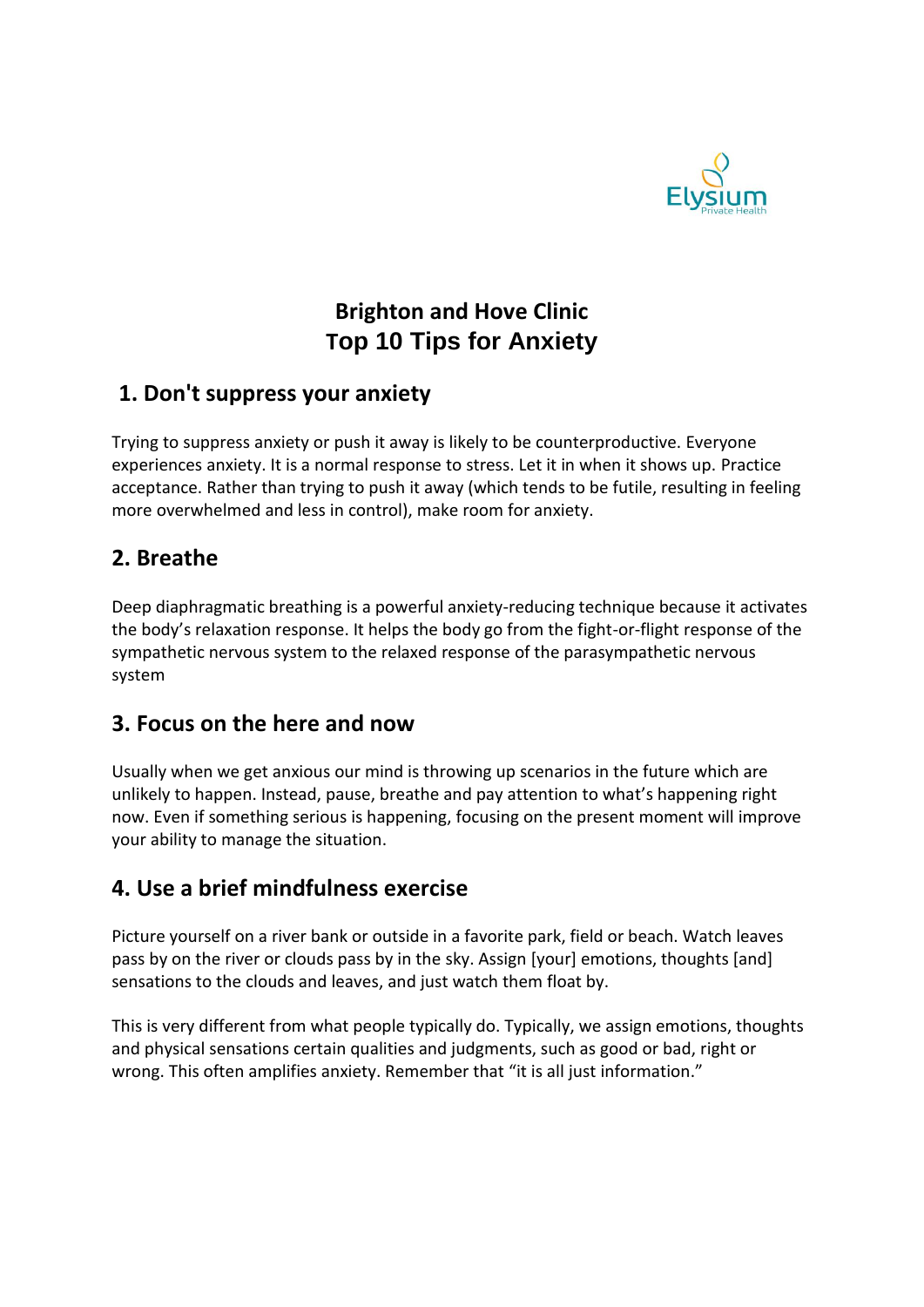Elysium Private Health

# Brighton and Hove Clinic
# Top 10 Tips for Anxiety

## 1. Don't suppress your anxiety

Trying to suppress anxiety or push it away is likely to be counterproductive. Everyone experiences anxiety. It is a normal response to stress. Let it in when it shows up. Practice acceptance. Rather than trying to push it away (which tends to be futile, resulting in feeling more overwhelmed and less in control), make room for anxiety.

## 2. Breathe

Deep diaphragmatic breathing is a powerful anxiety-reducing technique because it activates the body's relaxation response. It helps the body go from the fight-or-flight response of the sympathetic nervous system to the relaxed response of the parasympathetic nervous system

## 3. Focus on the here and now

Usually when we get anxious our mind is throwing up scenarios in the future which are unlikely to happen. Instead, pause, breathe and pay attention to what's happening right now. Even if something serious is happening, focusing on the present moment will improve your ability to manage the situation.

## 4. Use a brief mindfulness exercise

Picture yourself on a river bank or outside in a favorite park, field or beach. Watch leaves pass by on the river or clouds pass by in the sky. Assign [your] emotions, thoughts [and] sensations to the clouds and leaves, and just watch them float by.

This is very different from what people typically do. Typically, we assign emotions, thoughts and physical sensations certain qualities and judgments, such as good or bad, right or wrong. This often amplifies anxiety. Remember that "it is all just information."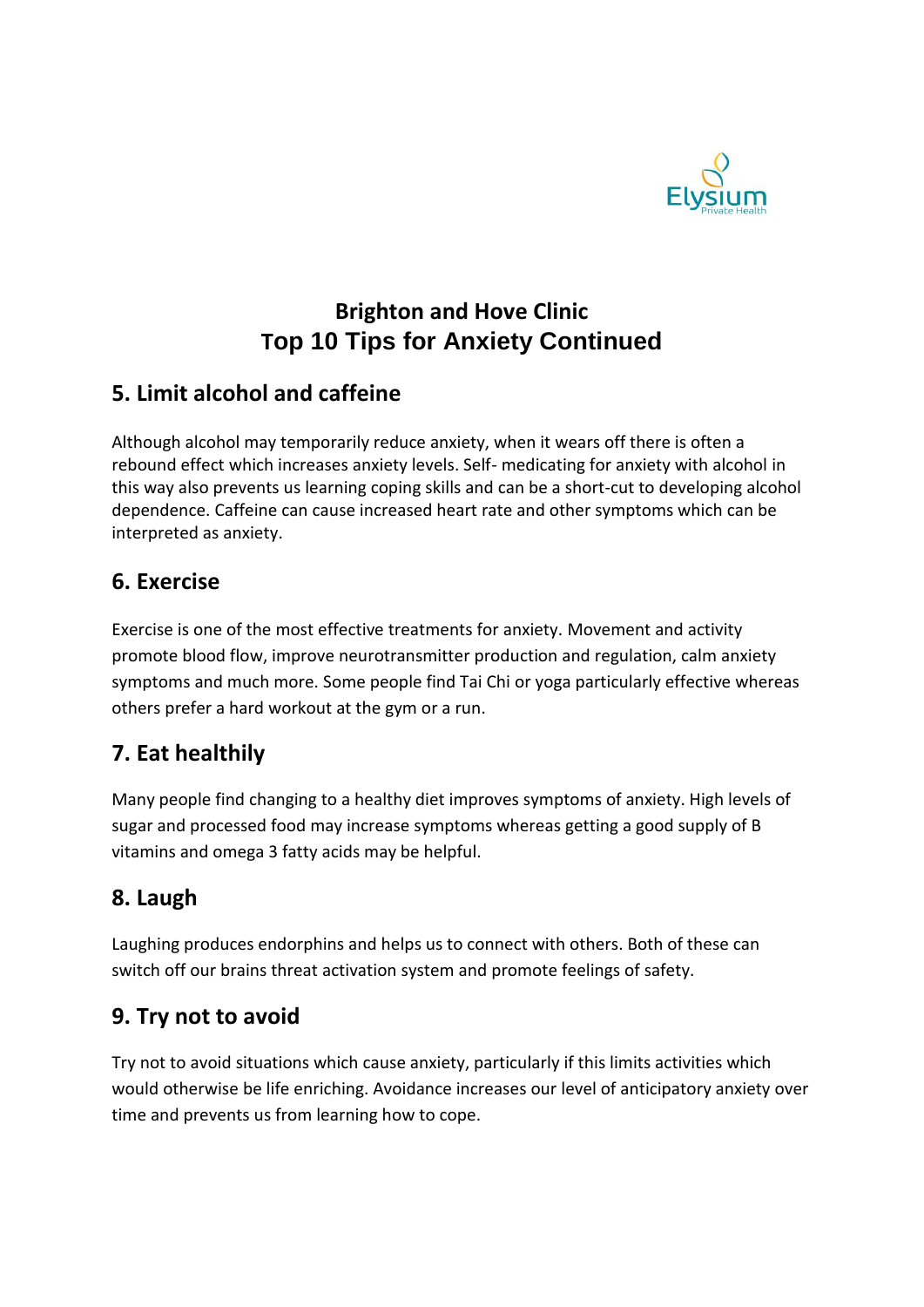## Brighton and Hove Clinic
## Top 10 Tips for Anxiety Continued

### 5. Limit alcohol and caffeine

Although alcohol may temporarily reduce anxiety, when it wears off there is often a rebound effect which increases anxiety levels. Self- medicating for anxiety with alcohol in this way also prevents us learning coping skills and can be a short-cut to developing alcohol dependence. Caffeine can cause increased heart rate and other symptoms which can be interpreted as anxiety.

### 6. Exercise

Exercise is one of the most effective treatments for anxiety. Movement and activity promote blood flow, improve neurotransmitter production and regulation, calm anxiety symptoms and much more. Some people find Tai Chi or yoga particularly effective whereas others prefer a hard workout at the gym or a run.

### 7. Eat healthily

Many people find changing to a healthy diet improves symptoms of anxiety. High levels of sugar and processed food may increase symptoms whereas getting a good supply of B vitamins and omega 3 fatty acids may be helpful.

### 8. Laugh

Laughing produces endorphins and helps us to connect with others. Both of these can switch off our brains threat activation system and promote feelings of safety.

### 9. Try not to avoid

Try not to avoid situations which cause anxiety, particularly if this limits activities which would otherwise be life enriching. Avoidance increases our level of anticipatory anxiety over time and prevents us from learning how to cope.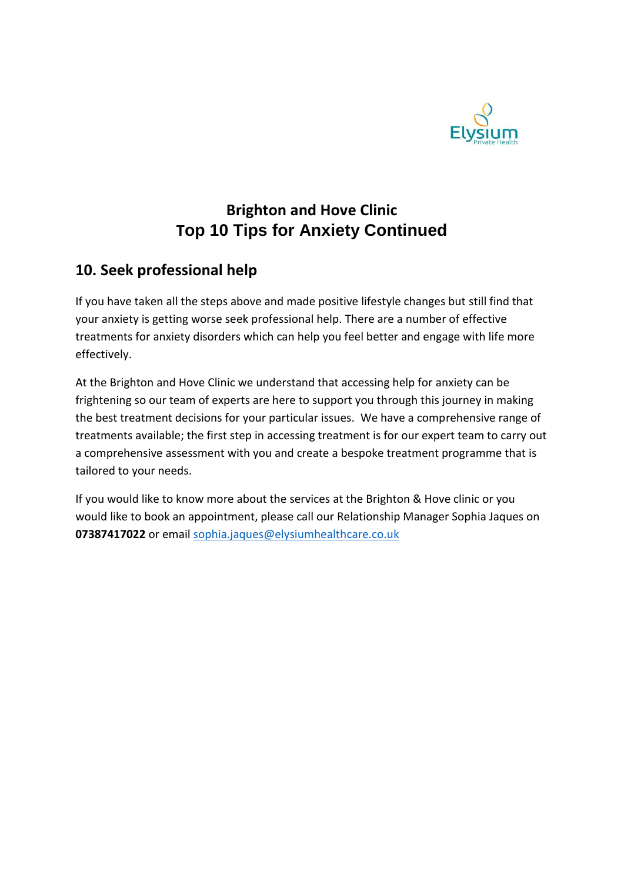Elysium Private Health

# Brighton and Hove Clinic
# Top 10 Tips for Anxiety Continued

## 10. Seek professional help

If you have taken all the steps above and made positive lifestyle changes but still find that your anxiety is getting worse seek professional help. There are a number of effective treatments for anxiety disorders which can help you feel better and engage with life more effectively.

At the Brighton and Hove Clinic we understand that accessing help for anxiety can be frightening so our team of experts are here to support you through this journey in making the best treatment decisions for your particular issues. We have a comprehensive range of treatments available; the first step in accessing treatment is for our expert team to carry out a comprehensive assessment with you and create a bespoke treatment programme that is tailored to your needs.

If you would like to know more about the services at the Brighton & Hove clinic or you would like to book an appointment, please call our Relationship Manager Sophia Jaques on **07387417022** or email [sophia.jaques@elysiumhealthcare.co.uk](mailto:sophia.jaques@elysiumhealthcare.co.uk)